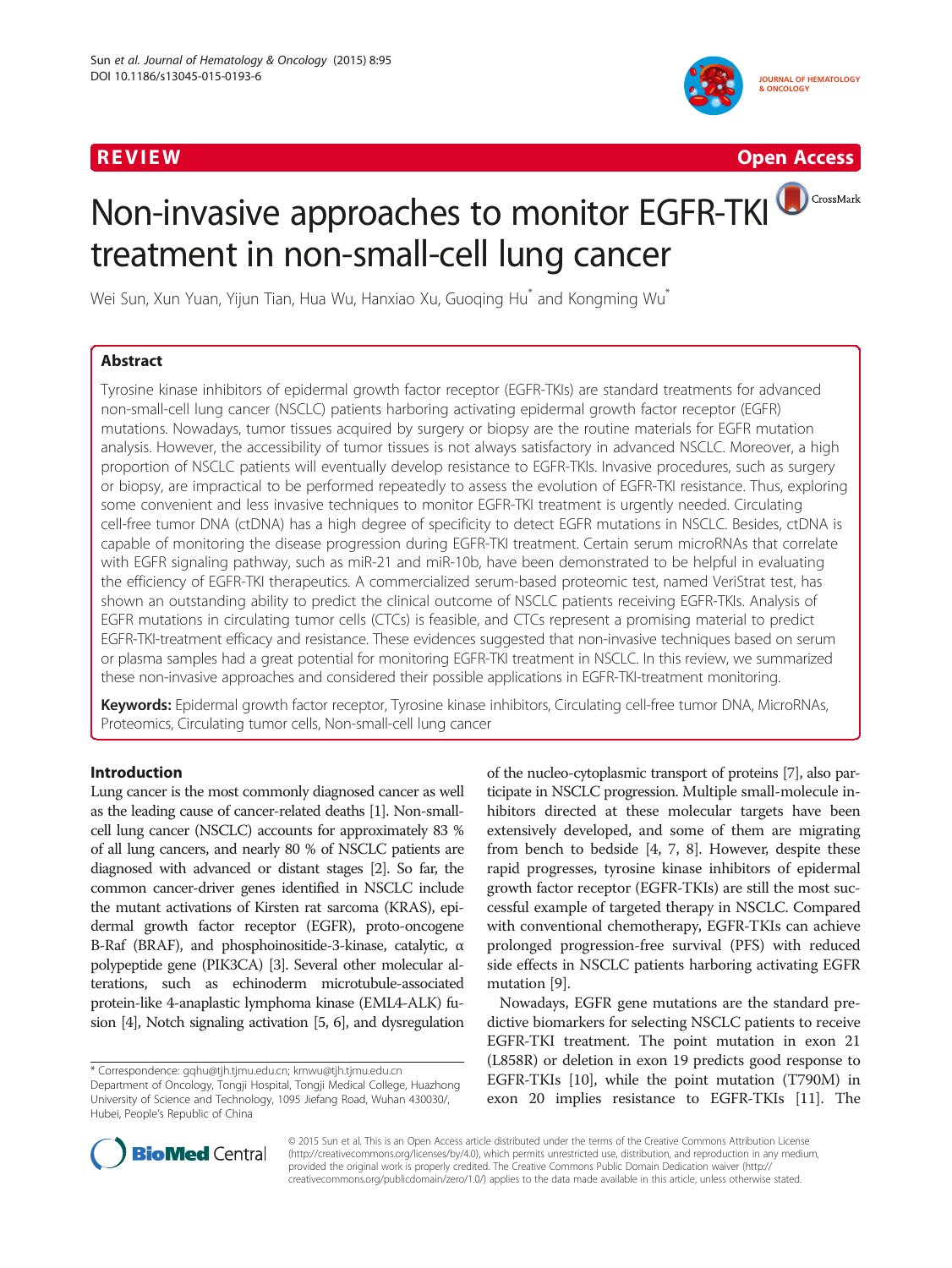REVIEW Open Access

# Non-invasive approaches to monitor EGFR-TKI treatment in non-small-cell lung cancer

Wei Sun, Xun Yuan, Yijun Tian, Hua Wu, Hanxiao Xu, Guoqing Hu* and Kongming Wu*

## Abstract

Tyrosine kinase inhibitors of epidermal growth factor receptor (EGFR-TKIs) are standard treatments for advanced non-small-cell lung cancer (NSCLC) patients harboring activating epidermal growth factor receptor (EGFR) mutations. Nowadays, tumor tissues acquired by surgery or biopsy are the routine materials for EGFR mutation analysis. However, the accessibility of tumor tissues is not always satisfactory in advanced NSCLC. Moreover, a high proportion of NSCLC patients will eventually develop resistance to EGFR-TKIs. Invasive procedures, such as surgery or biopsy, are impractical to be performed repeatedly to assess the evolution of EGFR-TKI resistance. Thus, exploring some convenient and less invasive techniques to monitor EGFR-TKI treatment is urgently needed. Circulating cell-free tumor DNA (ctDNA) has a high degree of specificity to detect EGFR mutations in NSCLC. Besides, ctDNA is capable of monitoring the disease progression during EGFR-TKI treatment. Certain serum microRNAs that correlate with EGFR signaling pathway, such as miR-21 and miR-10b, have been demonstrated to be helpful in evaluating the efficiency of EGFR-TKI therapeutics. A commercialized serum-based proteomic test, named VeriStrat test, has shown an outstanding ability to predict the clinical outcome of NSCLC patients receiving EGFR-TKIs. Analysis of EGFR mutations in circulating tumor cells (CTCs) is feasible, and CTCs represent a promising material to predict EGFR-TKI-treatment efficacy and resistance. These evidences suggested that non-invasive techniques based on serum or plasma samples had a great potential for monitoring EGFR-TKI treatment in NSCLC. In this review, we summarized these non-invasive approaches and considered their possible applications in EGFR-TKI-treatment monitoring.

**Keywords:** Epidermal growth factor receptor, Tyrosine kinase inhibitors, Circulating cell-free tumor DNA, MicroRNAs, Proteomics, Circulating tumor cells, Non-small-cell lung cancer

## Introduction

Lung cancer is the most commonly diagnosed cancer as well as the leading cause of cancer-related deaths [1]. Non-small-cell lung cancer (NSCLC) accounts for approximately 83 % of all lung cancers, and nearly 80 % of NSCLC patients are diagnosed with advanced or distant stages [2]. So far, the common cancer-driver genes identified in NSCLC include the mutant activations of Kirsten rat sarcoma (KRAS), epidermal growth factor receptor (EGFR), proto-oncogene B-Raf (BRAF), and phosphoinositide-3-kinase, catalytic, α polypeptide gene (PIK3CA) [3]. Several other molecular alterations, such as echinoderm microtubule-associated protein-like 4-anaplastic lymphoma kinase (EML4-ALK) fusion [4], Notch signaling activation [5, 6], and dysregulation of the nucleo-cytoplasmic transport of proteins [7], also participate in NSCLC progression. Multiple small-molecule inhibitors directed at these molecular targets have been extensively developed, and some of them are migrating from bench to bedside [4, 7, 8]. However, despite these rapid progresses, tyrosine kinase inhibitors of epidermal growth factor receptor (EGFR-TKIs) are still the most successful example of targeted therapy in NSCLC. Compared with conventional chemotherapy, EGFR-TKIs can achieve prolonged progression-free survival (PFS) with reduced side effects in NSCLC patients harboring activating EGFR mutation [9].

Nowadays, EGFR gene mutations are the standard predictive biomarkers for selecting NSCLC patients to receive EGFR-TKI treatment. The point mutation in exon 21 (L858R) or deletion in exon 19 predicts good response to EGFR-TKIs [10], while the point mutation (T790M) in exon 20 implies resistance to EGFR-TKIs [11]. The

* Correspondence: gqhu@tjh.tjmu.edu.cn; kmwu@tjh.tjmu.edu.cn
Department of Oncology, Tongji Hospital, Tongji Medical College, Huazhong University of Science and Technology, 1095 Jiefang Road, Wuhan 430030, Hubei, People's Republic of China

© 2015 Sun et al. This is an Open Access article distributed under the terms of the Creative Commons Attribution License (http://creativecommons.org/licenses/by/4.0), which permits unrestricted use, distribution, and reproduction in any medium, provided the original work is properly credited. The Creative Commons Public Domain Dedication waiver (http://creativecommons.org/publicdomain/zero/1.0/) applies to the data made available in this article, unless otherwise stated.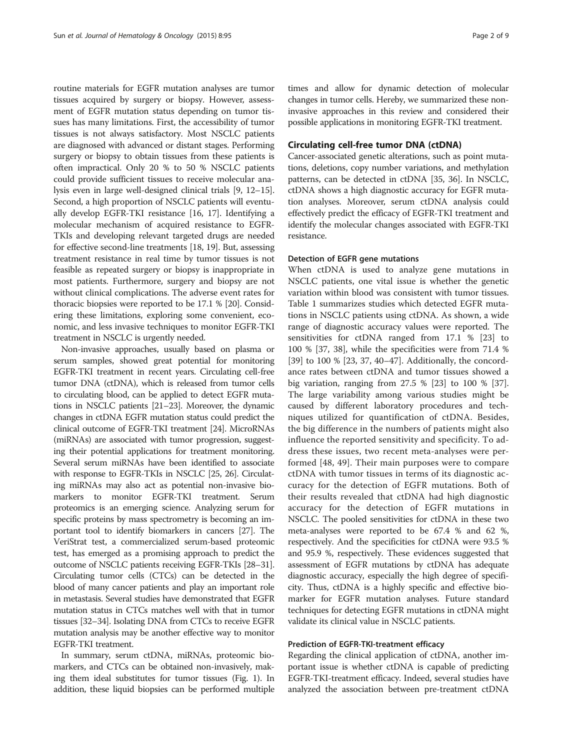routine materials for EGFR mutation analyses are tumor tissues acquired by surgery or biopsy. However, assessment of EGFR mutation status depending on tumor tissues has many limitations. First, the accessibility of tumor tissues is not always satisfactory. Most NSCLC patients are diagnosed with advanced or distant stages. Performing surgery or biopsy to obtain tissues from these patients is often impractical. Only 20 % to 50 % NSCLC patients could provide sufficient tissues to receive molecular analysis even in large well-designed clinical trials [9, 12–15]. Second, a high proportion of NSCLC patients will eventually develop EGFR-TKI resistance [16, 17]. Identifying a molecular mechanism of acquired resistance to EGFR-TKIs and developing relevant targeted drugs are needed for effective second-line treatments [18, 19]. But, assessing treatment resistance in real time by tumor tissues is not feasible as repeated surgery or biopsy is inappropriate in most patients. Furthermore, surgery and biopsy are not without clinical complications. The adverse event rates for thoracic biopsies were reported to be 17.1 % [20]. Considering these limitations, exploring some convenient, economic, and less invasive techniques to monitor EGFR-TKI treatment in NSCLC is urgently needed.

Non-invasive approaches, usually based on plasma or serum samples, showed great potential for monitoring EGFR-TKI treatment in recent years. Circulating cell-free tumor DNA (ctDNA), which is released from tumor cells to circulating blood, can be applied to detect EGFR mutations in NSCLC patients [21–23]. Moreover, the dynamic changes in ctDNA EGFR mutation status could predict the clinical outcome of EGFR-TKI treatment [24]. MicroRNAs (miRNAs) are associated with tumor progression, suggesting their potential applications for treatment monitoring. Several serum miRNAs have been identified to associate with response to EGFR-TKIs in NSCLC [25, 26]. Circulating miRNAs may also act as potential non-invasive biomarkers to monitor EGFR-TKI treatment. Serum proteomics is an emerging science. Analyzing serum for specific proteins by mass spectrometry is becoming an important tool to identify biomarkers in cancers [27]. The VeriStrat test, a commercialized serum-based proteomic test, has emerged as a promising approach to predict the outcome of NSCLC patients receiving EGFR-TKIs [28–31]. Circulating tumor cells (CTCs) can be detected in the blood of many cancer patients and play an important role in metastasis. Several studies have demonstrated that EGFR mutation status in CTCs matches well with that in tumor tissues [32–34]. Isolating DNA from CTCs to receive EGFR mutation analysis may be another effective way to monitor EGFR-TKI treatment.

In summary, serum ctDNA, miRNAs, proteomic biomarkers, and CTCs can be obtained non-invasively, making them ideal substitutes for tumor tissues (Fig. 1). In addition, these liquid biopsies can be performed multiple times and allow for dynamic detection of molecular changes in tumor cells. Hereby, we summarized these non-invasive approaches in this review and considered their possible applications in monitoring EGFR-TKI treatment.

## Circulating cell-free tumor DNA (ctDNA)

Cancer-associated genetic alterations, such as point mutations, deletions, copy number variations, and methylation patterns, can be detected in ctDNA [35, 36]. In NSCLC, ctDNA shows a high diagnostic accuracy for EGFR mutation analyses. Moreover, serum ctDNA analysis could effectively predict the efficacy of EGFR-TKI treatment and identify the molecular changes associated with EGFR-TKI resistance.

### Detection of EGFR gene mutations

When ctDNA is used to analyze gene mutations in NSCLC patients, one vital issue is whether the genetic variation within blood was consistent with tumor tissues. Table 1 summarizes studies which detected EGFR mutations in NSCLC patients using ctDNA. As shown, a wide range of diagnostic accuracy values were reported. The sensitivities for ctDNA ranged from 17.1 % [23] to 100 % [37, 38], while the specificities were from 71.4 % [39] to 100 % [23, 37, 40–47]. Additionally, the concordance rates between ctDNA and tumor tissues showed a big variation, ranging from 27.5 % [23] to 100 % [37]. The large variability among various studies might be caused by different laboratory procedures and techniques utilized for quantification of ctDNA. Besides, the big difference in the numbers of patients might also influence the reported sensitivity and specificity. To address these issues, two recent meta-analyses were performed [48, 49]. Their main purposes were to compare ctDNA with tumor tissues in terms of its diagnostic accuracy for the detection of EGFR mutations. Both of their results revealed that ctDNA had high diagnostic accuracy for the detection of EGFR mutations in NSCLC. The pooled sensitivities for ctDNA in these two meta-analyses were reported to be 67.4 % and 62 %, respectively. And the specificities for ctDNA were 93.5 % and 95.9 %, respectively. These evidences suggested that assessment of EGFR mutations by ctDNA has adequate diagnostic accuracy, especially the high degree of specificity. Thus, ctDNA is a highly specific and effective biomarker for EGFR mutation analyses. Future standard techniques for detecting EGFR mutations in ctDNA might validate its clinical value in NSCLC patients.

### Prediction of EGFR-TKI-treatment efficacy

Regarding the clinical application of ctDNA, another important issue is whether ctDNA is capable of predicting EGFR-TKI-treatment efficacy. Indeed, several studies have analyzed the association between pre-treatment ctDNA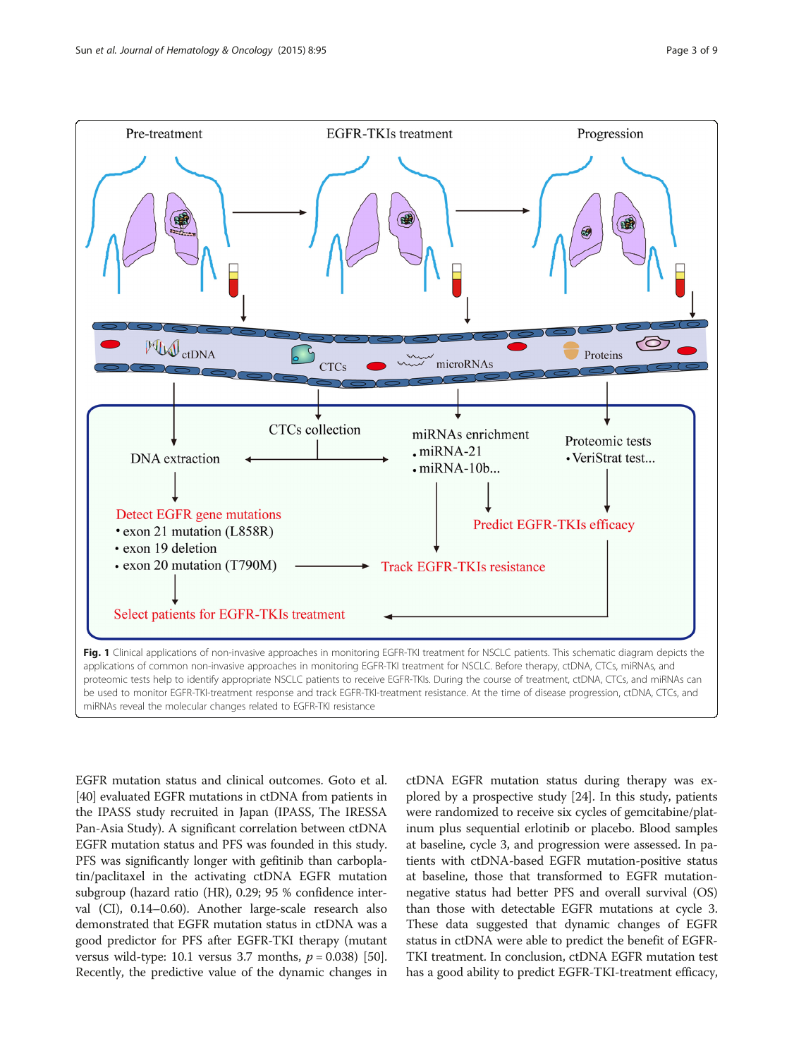**Fig. 1** Clinical applications of non-invasive approaches in monitoring EGFR-TKI treatment for NSCLC patients. This schematic diagram depicts the applications of common non-invasive approaches in monitoring EGFR-TKI treatment for NSCLC. Before therapy, ctDNA, CTCs, miRNAs, and proteomic tests help to identify appropriate NSCLC patients to receive EGFR-TKIs. During the course of treatment, ctDNA, CTCs, and miRNAs can be used to monitor EGFR-TKI-treatment response and track EGFR-TKI-treatment resistance. At the time of disease progression, ctDNA, CTCs, and miRNAs reveal the molecular changes related to EGFR-TKI resistance

EGFR mutation status and clinical outcomes. Goto et al. [40] evaluated EGFR mutations in ctDNA from patients in the IPASS study recruited in Japan (IPASS, The IRESSA Pan-Asia Study). A significant correlation between ctDNA EGFR mutation status and PFS was founded in this study. PFS was significantly longer with gefitinib than carboplatin/paclitaxel in the activating ctDNA EGFR mutation subgroup (hazard ratio (HR), 0.29; 95 % confidence interval (CI), 0.14–0.60). Another large-scale research also demonstrated that EGFR mutation status in ctDNA was a good predictor for PFS after EGFR-TKI therapy (mutant versus wild-type: 10.1 versus 3.7 months, $p = 0.038$) [50]. Recently, the predictive value of the dynamic changes in ctDNA EGFR mutation status during therapy was explored by a prospective study [24]. In this study, patients were randomized to receive six cycles of gemcitabine/platinum plus sequential erlotinib or placebo. Blood samples at baseline, cycle 3, and progression were assessed. In patients with ctDNA-based EGFR mutation-positive status at baseline, those that transformed to EGFR mutation-negative status had better PFS and overall survival (OS) than those with detectable EGFR mutations at cycle 3. These data suggested that dynamic changes of EGFR status in ctDNA were able to predict the benefit of EGFR-TKI treatment. In conclusion, ctDNA EGFR mutation test has a good ability to predict EGFR-TKI-treatment efficacy,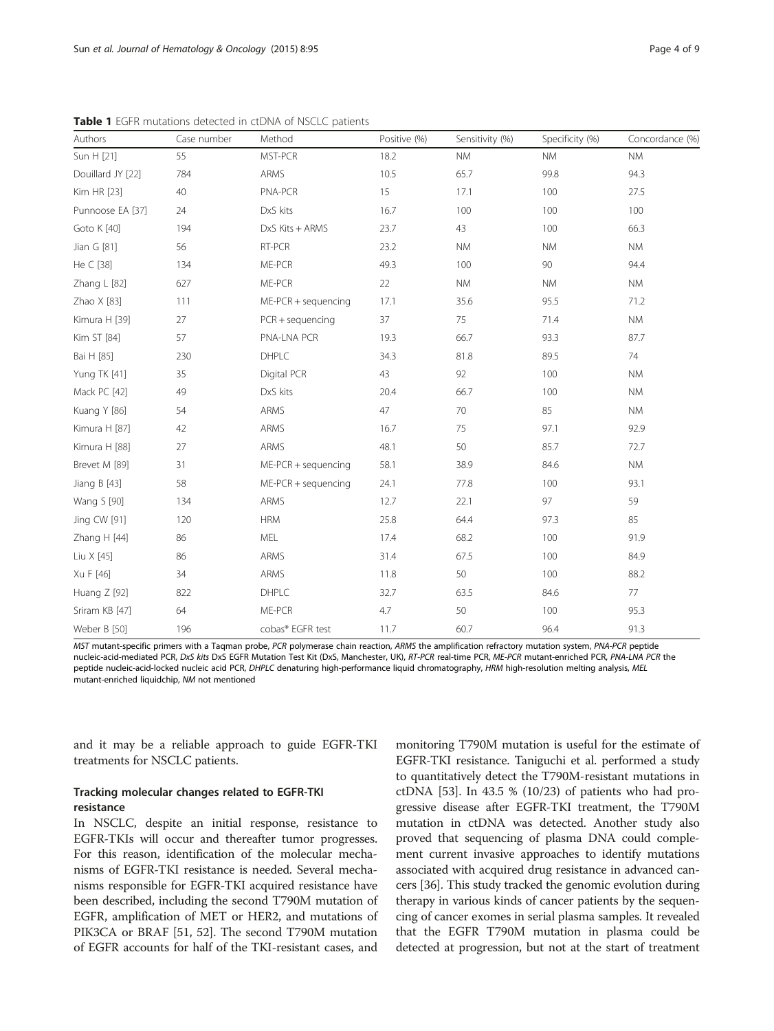**Table 1** EGFR mutations detected in ctDNA of NSCLC patients

| Authors | Case number | Method | Positive (%) | Sensitivity (%) | Specificity (%) | Concordance (%) |
|---|---|---|---|---|---|---|
| Sun H [21] | 55 | MST-PCR | 18.2 | NM | NM | NM |
| Douillard JY [22] | 784 | ARMS | 10.5 | 65.7 | 99.8 | 94.3 |
| Kim HR [23] | 40 | PNA-PCR | 15 | 17.1 | 100 | 27.5 |
| Punnoose EA [37] | 24 | DxS kits | 16.7 | 100 | 100 | 100 |
| Goto K [40] | 194 | DxS Kits + ARMS | 23.7 | 43 | 100 | 66.3 |
| Jian G [81] | 56 | RT-PCR | 23.2 | NM | NM | NM |
| He C [38] | 134 | ME-PCR | 49.3 | 100 | 90 | 94.4 |
| Zhang L [82] | 627 | ME-PCR | 22 | NM | NM | NM |
| Zhao X [83] | 111 | ME-PCR + sequencing | 17.1 | 35.6 | 95.5 | 71.2 |
| Kimura H [39] | 27 | PCR + sequencing | 37 | 75 | 71.4 | NM |
| Kim ST [84] | 57 | PNA-LNA PCR | 19.3 | 66.7 | 93.3 | 87.7 |
| Bai H [85] | 230 | DHPLC | 34.3 | 81.8 | 89.5 | 74 |
| Yung TK [41] | 35 | Digital PCR | 43 | 92 | 100 | NM |
| Mack PC [42] | 49 | DxS kits | 20.4 | 66.7 | 100 | NM |
| Kuang Y [86] | 54 | ARMS | 47 | 70 | 85 | NM |
| Kimura H [87] | 42 | ARMS | 16.7 | 75 | 97.1 | 92.9 |
| Kimura H [88] | 27 | ARMS | 48.1 | 50 | 85.7 | 72.7 |
| Brevet M [89] | 31 | ME-PCR + sequencing | 58.1 | 38.9 | 84.6 | NM |
| Jiang B [43] | 58 | ME-PCR + sequencing | 24.1 | 77.8 | 100 | 93.1 |
| Wang S [90] | 134 | ARMS | 12.7 | 22.1 | 97 | 59 |
| Jing CW [91] | 120 | HRM | 25.8 | 64.4 | 97.3 | 85 |
| Zhang H [44] | 86 | MEL | 17.4 | 68.2 | 100 | 91.9 |
| Liu X [45] | 86 | ARMS | 31.4 | 67.5 | 100 | 84.9 |
| Xu F [46] | 34 | ARMS | 11.8 | 50 | 100 | 88.2 |
| Huang Z [92] | 822 | DHPLC | 32.7 | 63.5 | 84.6 | 77 |
| Sriram KB [47] | 64 | ME-PCR | 4.7 | 50 | 100 | 95.3 |
| Weber B [50] | 196 | cobas® EGFR test | 11.7 | 60.7 | 96.4 | 91.3 |

*MST* mutant-specific primers with a Taqman probe, *PCR* polymerase chain reaction, *ARMS* the amplification refractory mutation system, *PNA-PCR* peptide nucleic-acid-mediated PCR, *DxS kits* DxS EGFR Mutation Test Kit (DxS, Manchester, UK), *RT-PCR* real-time PCR, *ME-PCR* mutant-enriched PCR, *PNA-LNA PCR* the peptide nucleic-acid-locked nucleic acid PCR, *DHPLC* denaturing high-performance liquid chromatography, *HRM* high-resolution melting analysis, *MEL* mutant-enriched liquidchip, *NM* not mentioned

and it may be a reliable approach to guide EGFR-TKI treatments for NSCLC patients.

## Tracking molecular changes related to EGFR-TKI resistance

In NSCLC, despite an initial response, resistance to EGFR-TKIs will occur and thereafter tumor progresses. For this reason, identification of the molecular mechanisms of EGFR-TKI resistance is needed. Several mechanisms responsible for EGFR-TKI acquired resistance have been described, including the second T790M mutation of EGFR, amplification of MET or HER2, and mutations of PIK3CA or BRAF [51, 52]. The second T790M mutation of EGFR accounts for half of the TKI-resistant cases, and monitoring T790M mutation is useful for the estimate of EGFR-TKI resistance. Taniguchi et al. performed a study to quantitatively detect the T790M-resistant mutations in ctDNA [53]. In 43.5 % (10/23) of patients who had progressive disease after EGFR-TKI treatment, the T790M mutation in ctDNA was detected. Another study also proved that sequencing of plasma DNA could complement current invasive approaches to identify mutations associated with acquired drug resistance in advanced cancers [36]. This study tracked the genomic evolution during therapy in various kinds of cancer patients by the sequencing of cancer exomes in serial plasma samples. It revealed that the EGFR T790M mutation in plasma could be detected at progression, but not at the start of treatment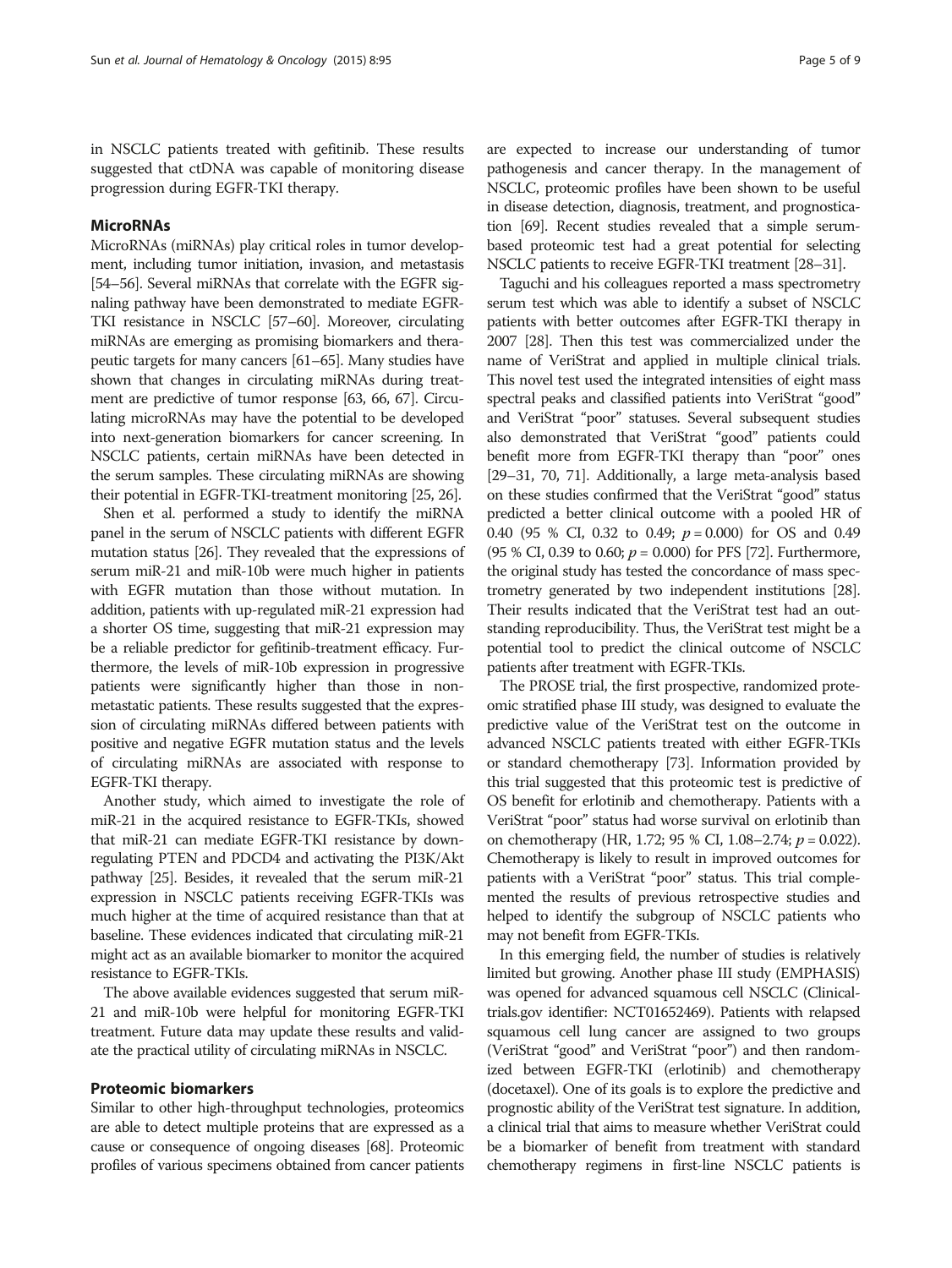in NSCLC patients treated with gefitinib. These results suggested that ctDNA was capable of monitoring disease progression during EGFR-TKI therapy.

### MicroRNAs

MicroRNAs (miRNAs) play critical roles in tumor development, including tumor initiation, invasion, and metastasis [54–56]. Several miRNAs that correlate with the EGFR signaling pathway have been demonstrated to mediate EGFR-TKI resistance in NSCLC [57–60]. Moreover, circulating miRNAs are emerging as promising biomarkers and therapeutic targets for many cancers [61–65]. Many studies have shown that changes in circulating miRNAs during treatment are predictive of tumor response [63, 66, 67]. Circulating microRNAs may have the potential to be developed into next-generation biomarkers for cancer screening. In NSCLC patients, certain miRNAs have been detected in the serum samples. These circulating miRNAs are showing their potential in EGFR-TKI-treatment monitoring [25, 26].

Shen et al. performed a study to identify the miRNA panel in the serum of NSCLC patients with different EGFR mutation status [26]. They revealed that the expressions of serum miR-21 and miR-10b were much higher in patients with EGFR mutation than those without mutation. In addition, patients with up-regulated miR-21 expression had a shorter OS time, suggesting that miR-21 expression may be a reliable predictor for gefitinib-treatment efficacy. Furthermore, the levels of miR-10b expression in progressive patients were significantly higher than those in nonmetastatic patients. These results suggested that the expression of circulating miRNAs differed between patients with positive and negative EGFR mutation status and the levels of circulating miRNAs are associated with response to EGFR-TKI therapy.

Another study, which aimed to investigate the role of miR-21 in the acquired resistance to EGFR-TKIs, showed that miR-21 can mediate EGFR-TKI resistance by downregulating PTEN and PDCD4 and activating the PI3K/Akt pathway [25]. Besides, it revealed that the serum miR-21 expression in NSCLC patients receiving EGFR-TKIs was much higher at the time of acquired resistance than that at baseline. These evidences indicated that circulating miR-21 might act as an available biomarker to monitor the acquired resistance to EGFR-TKIs.

The above available evidences suggested that serum miR-21 and miR-10b were helpful for monitoring EGFR-TKI treatment. Future data may update these results and validate the practical utility of circulating miRNAs in NSCLC.

### Proteomic biomarkers

Similar to other high-throughput technologies, proteomics are able to detect multiple proteins that are expressed as a cause or consequence of ongoing diseases [68]. Proteomic profiles of various specimens obtained from cancer patients are expected to increase our understanding of tumor pathogenesis and cancer therapy. In the management of NSCLC, proteomic profiles have been shown to be useful in disease detection, diagnosis, treatment, and prognostication [69]. Recent studies revealed that a simple serum-based proteomic test had a great potential for selecting NSCLC patients to receive EGFR-TKI treatment [28–31].

Taguchi and his colleagues reported a mass spectrometry serum test which was able to identify a subset of NSCLC patients with better outcomes after EGFR-TKI therapy in 2007 [28]. Then this test was commercialized under the name of VeriStrat and applied in multiple clinical trials. This novel test used the integrated intensities of eight mass spectral peaks and classified patients into VeriStrat "good" and VeriStrat "poor" statuses. Several subsequent studies also demonstrated that VeriStrat "good" patients could benefit more from EGFR-TKI therapy than "poor" ones [29–31, 70, 71]. Additionally, a large meta-analysis based on these studies confirmed that the VeriStrat "good" status predicted a better clinical outcome with a pooled HR of 0.40 (95 % CI, 0.32 to 0.49; $p = 0.000$) for OS and 0.49 (95 % CI, 0.39 to 0.60; $p = 0.000$) for PFS [72]. Furthermore, the original study has tested the concordance of mass spectrometry generated by two independent institutions [28]. Their results indicated that the VeriStrat test had an outstanding reproducibility. Thus, the VeriStrat test might be a potential tool to predict the clinical outcome of NSCLC patients after treatment with EGFR-TKIs.

The PROSE trial, the first prospective, randomized proteomic stratified phase III study, was designed to evaluate the predictive value of the VeriStrat test on the outcome in advanced NSCLC patients treated with either EGFR-TKIs or standard chemotherapy [73]. Information provided by this trial suggested that this proteomic test is predictive of OS benefit for erlotinib and chemotherapy. Patients with a VeriStrat "poor" status had worse survival on erlotinib than on chemotherapy (HR, 1.72; 95 % CI, 1.08–2.74; $p = 0.022$). Chemotherapy is likely to result in improved outcomes for patients with a VeriStrat "poor" status. This trial complemented the results of previous retrospective studies and helped to identify the subgroup of NSCLC patients who may not benefit from EGFR-TKIs.

In this emerging field, the number of studies is relatively limited but growing. Another phase III study (EMPHASIS) was opened for advanced squamous cell NSCLC (Clinicaltrials.gov identifier: NCT01652469). Patients with relapsed squamous cell lung cancer are assigned to two groups (VeriStrat "good" and VeriStrat "poor") and then randomized between EGFR-TKI (erlotinib) and chemotherapy (docetaxel). One of its goals is to explore the predictive and prognostic ability of the VeriStrat test signature. In addition, a clinical trial that aims to measure whether VeriStrat could be a biomarker of benefit from treatment with standard chemotherapy regimens in first-line NSCLC patients is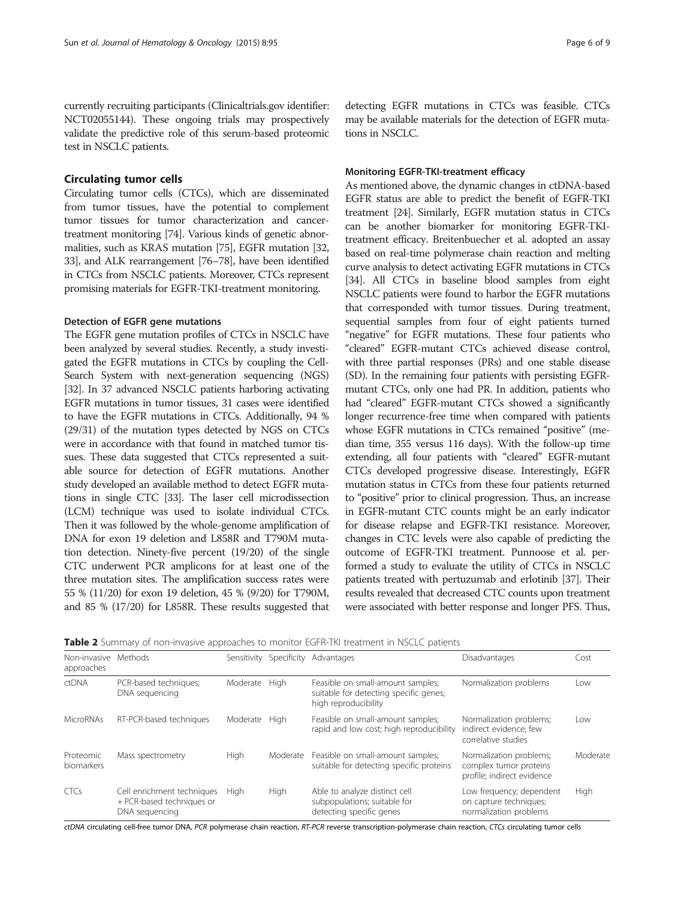currently recruiting participants (Clinicaltrials.gov identifier: NCT02055144). These ongoing trials may prospectively validate the predictive role of this serum-based proteomic test in NSCLC patients.

## Circulating tumor cells

Circulating tumor cells (CTCs), which are disseminated from tumor tissues, have the potential to complement tumor tissues for tumor characterization and cancer-treatment monitoring [74]. Various kinds of genetic abnormalities, such as KRAS mutation [75], EGFR mutation [32, 33], and ALK rearrangement [76–78], have been identified in CTCs from NSCLC patients. Moreover, CTCs represent promising materials for EGFR-TKI-treatment monitoring.

### Detection of EGFR gene mutations

The EGFR gene mutation profiles of CTCs in NSCLC have been analyzed by several studies. Recently, a study investigated the EGFR mutations in CTCs by coupling the Cell-Search System with next-generation sequencing (NGS) [32]. In 37 advanced NSCLC patients harboring activating EGFR mutations in tumor tissues, 31 cases were identified to have the EGFR mutations in CTCs. Additionally, 94 % (29/31) of the mutation types detected by NGS on CTCs were in accordance with that found in matched tumor tissues. These data suggested that CTCs represented a suitable source for detection of EGFR mutations. Another study developed an available method to detect EGFR mutations in single CTC [33]. The laser cell microdissection (LCM) technique was used to isolate individual CTCs. Then it was followed by the whole-genome amplification of DNA for exon 19 deletion and L858R and T790M mutation detection. Ninety-five percent (19/20) of the single CTC underwent PCR amplicons for at least one of the three mutation sites. The amplification success rates were 55 % (11/20) for exon 19 deletion, 45 % (9/20) for T790M, and 85 % (17/20) for L858R. These results suggested that detecting EGFR mutations in CTCs was feasible. CTCs may be available materials for the detection of EGFR mutations in NSCLC.

### Monitoring EGFR-TKI-treatment efficacy

As mentioned above, the dynamic changes in ctDNA-based EGFR status are able to predict the benefit of EGFR-TKI treatment [24]. Similarly, EGFR mutation status in CTCs can be another biomarker for monitoring EGFR-TKI-treatment efficacy. Breitenbuecher et al. adopted an assay based on real-time polymerase chain reaction and melting curve analysis to detect activating EGFR mutations in CTCs [34]. All CTCs in baseline blood samples from eight NSCLC patients were found to harbor the EGFR mutations that corresponded with tumor tissues. During treatment, sequential samples from four of eight patients turned "negative" for EGFR mutations. These four patients who "cleared" EGFR-mutant CTCs achieved disease control, with three partial responses (PRs) and one stable disease (SD). In the remaining four patients with persisting EGFR-mutant CTCs, only one had PR. In addition, patients who had "cleared" EGFR-mutant CTCs showed a significantly longer recurrence-free time when compared with patients whose EGFR mutations in CTCs remained "positive" (median time, 355 versus 116 days). With the follow-up time extending, all four patients with "cleared" EGFR-mutant CTCs developed progressive disease. Interestingly, EGFR mutation status in CTCs from these four patients returned to "positive" prior to clinical progression. Thus, an increase in EGFR-mutant CTC counts might be an early indicator for disease relapse and EGFR-TKI resistance. Moreover, changes in CTC levels were also capable of predicting the outcome of EGFR-TKI treatment. Punnoose et al. performed a study to evaluate the utility of CTCs in NSCLC patients treated with pertuzumab and erlotinib [37]. Their results revealed that decreased CTC counts upon treatment were associated with better response and longer PFS. Thus,

**Table 2** Summary of non-invasive approaches to monitor EGFR-TKI treatment in NSCLC patients

| Non-invasive approaches | Methods | Sensitivity | Specificity | Advantages | Disadvantages | Cost |
|---|---|---|---|---|---|---|
| ctDNA | PCR-based techniques; DNA sequencing | Moderate | High | Feasible on small-amount samples; suitable for detecting specific genes; high reproducibility | Normalization problems | Low |
| MicroRNAs | RT-PCR-based techniques | Moderate | High | Feasible on small-amount samples; rapid and low cost; high reproducibility | Normalization problems; indirect evidence; few correlative studies | Low |
| Proteomic biomarkers | Mass spectrometry | High | Moderate | Feasible on small-amount samples; suitable for detecting specific proteins | Normalization problems; complex tumor proteins profile; indirect evidence | Moderate |
| CTCs | Cell enrichment techniques + PCR-based techniques or DNA sequencing | High | High | Able to analyze distinct cell subpopulations; suitable for detecting specific genes | Low frequency; dependent on capture techniques; normalization problems | High |

*ctDNA* circulating cell-free tumor DNA, *PCR* polymerase chain reaction, *RT-PCR* reverse transcription-polymerase chain reaction, *CTCs* circulating tumor cells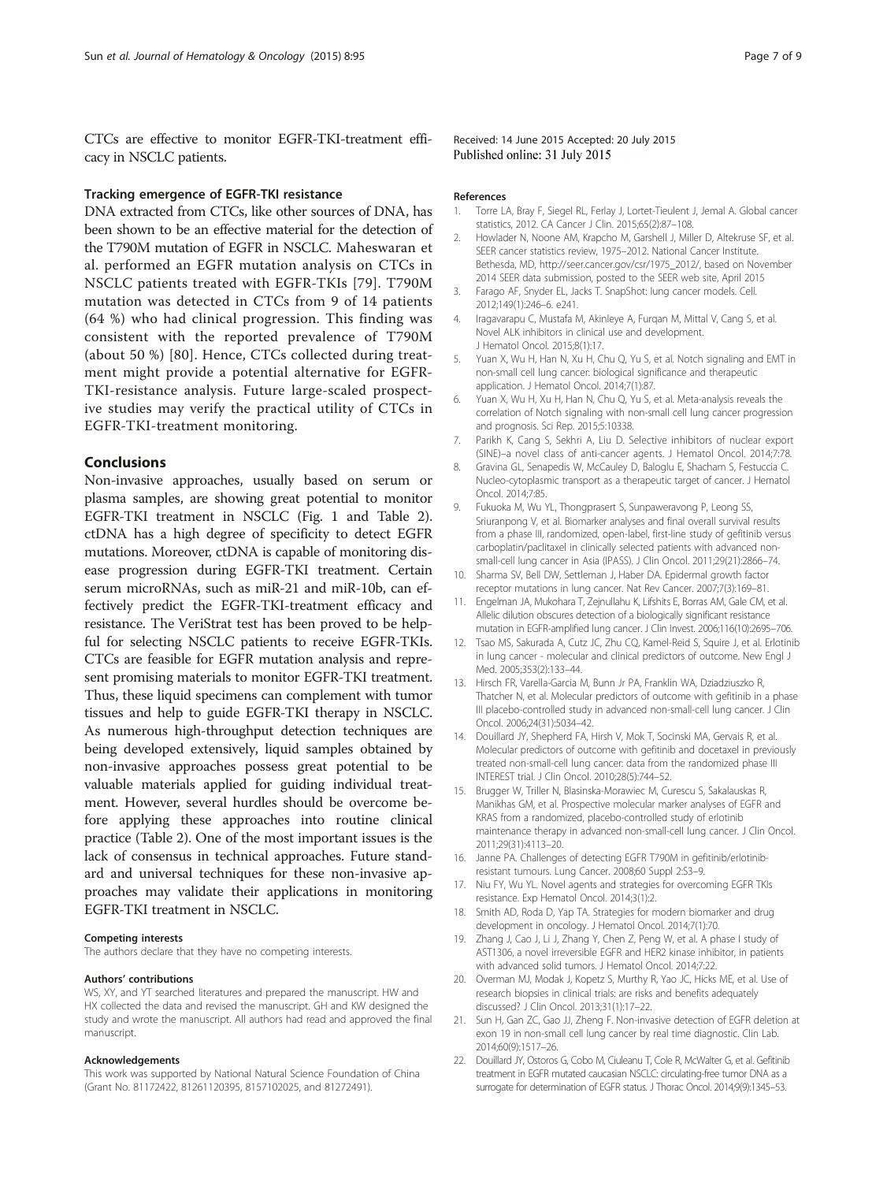CTCs are effective to monitor EGFR-TKI-treatment efficacy in NSCLC patients.

### Tracking emergence of EGFR-TKI resistance

DNA extracted from CTCs, like other sources of DNA, has been shown to be an effective material for the detection of the T790M mutation of EGFR in NSCLC. Maheswaran et al. performed an EGFR mutation analysis on CTCs in NSCLC patients treated with EGFR-TKIs [79]. T790M mutation was detected in CTCs from 9 of 14 patients (64 %) who had clinical progression. This finding was consistent with the reported prevalence of T790M (about 50 %) [80]. Hence, CTCs collected during treatment might provide a potential alternative for EGFR-TKI-resistance analysis. Future large-scaled prospective studies may verify the practical utility of CTCs in EGFR-TKI-treatment monitoring.

## Conclusions

Non-invasive approaches, usually based on serum or plasma samples, are showing great potential to monitor EGFR-TKI treatment in NSCLC (Fig. 1 and Table 2). ctDNA has a high degree of specificity to detect EGFR mutations. Moreover, ctDNA is capable of monitoring disease progression during EGFR-TKI treatment. Certain serum microRNAs, such as miR-21 and miR-10b, can effectively predict the EGFR-TKI-treatment efficacy and resistance. The VeriStrat test has been proved to be helpful for selecting NSCLC patients to receive EGFR-TKIs. CTCs are feasible for EGFR mutation analysis and represent promising materials to monitor EGFR-TKI treatment. Thus, these liquid specimens can complement with tumor tissues and help to guide EGFR-TKI therapy in NSCLC. As numerous high-throughput detection techniques are being developed extensively, liquid samples obtained by non-invasive approaches possess great potential to be valuable materials applied for guiding individual treatment. However, several hurdles should be overcome before applying these approaches into routine clinical practice (Table 2). One of the most important issues is the lack of consensus in technical approaches. Future standard and universal techniques for these non-invasive approaches may validate their applications in monitoring EGFR-TKI treatment in NSCLC.

#### Competing interests

The authors declare that they have no competing interests.

#### Authors' contributions

WS, XY, and YT searched literatures and prepared the manuscript. HW and HX collected the data and revised the manuscript. GH and KW designed the study and wrote the manuscript. All authors had read and approved the final manuscript.

#### Acknowledgements

This work was supported by National Natural Science Foundation of China (Grant No. 81172422, 81261120395, 8157102025, and 81272491).

Received: 14 June 2015 Accepted: 20 July 2015
Published online: 31 July 2015

#### References

1. Torre LA, Bray F, Siegel RL, Ferlay J, Lortet-Tieulent J, Jemal A. Global cancer statistics, 2012. CA Cancer J Clin. 2015;65(2):87–108.
2. Howlader N, Noone AM, Krapcho M, Garshell J, Miller D, Altekruse SF, et al. SEER cancer statistics review, 1975–2012. National Cancer Institute. Bethesda, MD, http://seer.cancer.gov/csr/1975_2012/, based on November 2014 SEER data submission, posted to the SEER web site, April 2015
3. Farago AF, Snyder EL, Jacks T. SnapShot: lung cancer models. Cell. 2012;149(1):246–6. e241.
4. Iragavarapu C, Mustafa M, Akinleye A, Furqan M, Mittal V, Cang S, et al. Novel ALK inhibitors in clinical use and development. J Hematol Oncol. 2015;8(1):17.
5. Yuan X, Wu H, Han N, Xu H, Chu Q, Yu S, et al. Notch signaling and EMT in non-small cell lung cancer: biological significance and therapeutic application. J Hematol Oncol. 2014;7(1):87.
6. Yuan X, Wu H, Xu H, Han N, Chu Q, Yu S, et al. Meta-analysis reveals the correlation of Notch signaling with non-small cell lung cancer progression and prognosis. Sci Rep. 2015;5:10338.
7. Parikh K, Cang S, Sekhri A, Liu D. Selective inhibitors of nuclear export (SINE)–a novel class of anti-cancer agents. J Hematol Oncol. 2014;7:78.
8. Gravina GL, Senapedis W, McCauley D, Baloglu E, Shacham S, Festuccia C. Nucleo-cytoplasmic transport as a therapeutic target of cancer. J Hematol Oncol. 2014;7:85.
9. Fukuoka M, Wu YL, Thongprasert S, Sunpaweravong P, Leong SS, Sriuranpong V, et al. Biomarker analyses and final overall survival results from a phase III, randomized, open-label, first-line study of gefitinib versus carboplatin/paclitaxel in clinically selected patients with advanced non-small-cell lung cancer in Asia (IPASS). J Clin Oncol. 2011;29(21):2866–74.
10. Sharma SV, Bell DW, Settleman J, Haber DA. Epidermal growth factor receptor mutations in lung cancer. Nat Rev Cancer. 2007;7(3):169–81.
11. Engelman JA, Mukohara T, Zejnullahu K, Lifshits E, Borras AM, Gale CM, et al. Allelic dilution obscures detection of a biologically significant resistance mutation in EGFR-amplified lung cancer. J Clin Invest. 2006;116(10):2695–706.
12. Tsao MS, Sakurada A, Cutz JC, Zhu CQ, Kamel-Reid S, Squire J, et al. Erlotinib in lung cancer - molecular and clinical predictors of outcome. New Engl J Med. 2005;353(2):133–44.
13. Hirsch FR, Varella-Garcia M, Bunn Jr PA, Franklin WA, Dziadziuszko R, Thatcher N, et al. Molecular predictors of outcome with gefitinib in a phase III placebo-controlled study in advanced non-small-cell lung cancer. J Clin Oncol. 2006;24(31):5034–42.
14. Douillard JY, Shepherd FA, Hirsh V, Mok T, Socinski MA, Gervais R, et al. Molecular predictors of outcome with gefitinib and docetaxel in previously treated non-small-cell lung cancer: data from the randomized phase III INTEREST trial. J Clin Oncol. 2010;28(5):744–52.
15. Brugger W, Triller N, Blasinska-Morawiec M, Curescu S, Sakalauskas R, Manikhas GM, et al. Prospective molecular marker analyses of EGFR and KRAS from a randomized, placebo-controlled study of erlotinib maintenance therapy in advanced non-small-cell lung cancer. J Clin Oncol. 2011;29(31):4113–20.
16. Janne PA. Challenges of detecting EGFR T790M in gefitinib/erlotinib-resistant tumours. Lung Cancer. 2008;60 Suppl 2:S3–9.
17. Niu FY, Wu YL. Novel agents and strategies for overcoming EGFR TKIs resistance. Exp Hematol Oncol. 2014;3(1):2.
18. Smith AD, Roda D, Yap TA. Strategies for modern biomarker and drug development in oncology. J Hematol Oncol. 2014;7(1):70.
19. Zhang J, Cao J, Li J, Zhang Y, Chen Z, Peng W, et al. A phase I study of AST1306, a novel irreversible EGFR and HER2 kinase inhibitor, in patients with advanced solid tumors. J Hematol Oncol. 2014;7:22.
20. Overman MJ, Modak J, Kopetz S, Murthy R, Yao JC, Hicks ME, et al. Use of research biopsies in clinical trials: are risks and benefits adequately discussed? J Clin Oncol. 2013;31(1):17–22.
21. Sun H, Gan ZC, Gao JJ, Zheng F. Non-invasive detection of EGFR deletion at exon 19 in non-small cell lung cancer by real time diagnostic. Clin Lab. 2014;60(9):1517–26.
22. Douillard JY, Ostoros G, Cobo M, Ciuleanu T, Cole R, McWalter G, et al. Gefitinib treatment in EGFR mutated caucasian NSCLC: circulating-free tumor DNA as a surrogate for determination of EGFR status. J Thorac Oncol. 2014;9(9):1345–53.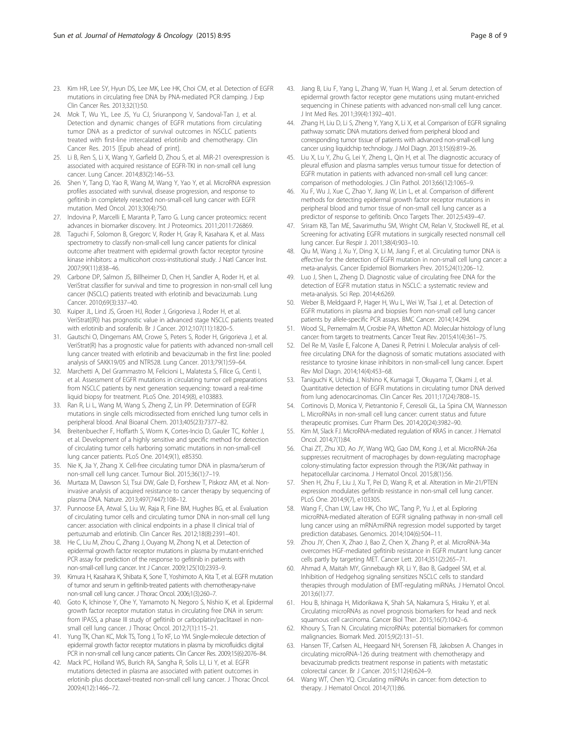23. Kim HR, Lee SY, Hyun DS, Lee MK, Lee HK, Choi CM, et al. Detection of EGFR mutations in circulating free DNA by PNA-mediated PCR clamping. J Exp Clin Cancer Res. 2013;32(1):50.
24. Mok T, Wu YL, Lee JS, Yu CJ, Sriuranpong V, Sandoval-Tan J, et al. Detection and dynamic changes of EGFR mutations from circulating tumor DNA as a predictor of survival outcomes in NSCLC patients treated with first-line intercalated erlotinib and chemotherapy. Clin Cancer Res. 2015 [Epub ahead of print].
25. Li B, Ren S, Li X, Wang Y, Garfield D, Zhou S, et al. MiR-21 overexpression is associated with acquired resistance of EGFR-TKI in non-small cell lung cancer. Lung Cancer. 2014;83(2):146–53.
26. Shen Y, Tang D, Yao R, Wang M, Wang Y, Yao Y, et al. MicroRNA expression profiles associated with survival, disease progression, and response to gefitinib in completely resected non-small-cell lung cancer with EGFR mutation. Med Oncol. 2013;30(4):750.
27. Indovina P, Marcelli E, Maranta P, Tarro G. Lung cancer proteomics: recent advances in biomarker discovery. Int J Proteomics. 2011;2011:726869.
28. Taguchi F, Solomon B, Gregorc V, Roder H, Gray R, Kasahara K, et al. Mass spectrometry to classify non-small-cell lung cancer patients for clinical outcome after treatment with epidermal growth factor receptor tyrosine kinase inhibitors: a multicohort cross-institutional study. J Natl Cancer Inst. 2007;99(11):838–46.
29. Carbone DP, Salmon JS, Billheimer D, Chen H, Sandler A, Roder H, et al. VeriStrat classifier for survival and time to progression in non-small cell lung cancer (NSCLC) patients treated with erlotinib and bevacizumab. Lung Cancer. 2010;69(3):337–40.
30. Kuiper JL, Lind JS, Groen HJ, Roder J, Grigorieva J, Roder H, et al. VeriStrat((R)) has prognostic value in advanced stage NSCLC patients treated with erlotinib and sorafenib. Br J Cancer. 2012;107(11):1820–5.
31. Gautschi O, Dingemans AM, Crowe S, Peters S, Roder H, Grigorieva J, et al. VeriStrat(R) has a prognostic value for patients with advanced non-small cell lung cancer treated with erlotinib and bevacizumab in the first line: pooled analysis of SAKK19/05 and NTR528. Lung Cancer. 2013;79(1):59–64.
32. Marchetti A, Del Grammastro M, Felicioni L, Malatesta S, Filice G, Centi I, et al. Assessment of EGFR mutations in circulating tumor cell preparations from NSCLC patients by next generation sequencing: toward a real-time liquid biopsy for treatment. PLoS One. 2014;9(8), e103883.
33. Ran R, Li L, Wang M, Wang S, Zheng Z, Lin PP. Determination of EGFR mutations in single cells microdissected from enriched lung tumor cells in peripheral blood. Anal Bioanal Chem. 2013;405(23):7377–82.
34. Breitenbuecher F, Hoffarth S, Worm K, Cortes-Incio D, Gauler TC, Kohler J, et al. Development of a highly sensitive and specific method for detection of circulating tumor cells harboring somatic mutations in non-small-cell lung cancer patients. PLoS One. 2014;9(1), e85350.
35. Nie K, Jia Y, Zhang X. Cell-free circulating tumor DNA in plasma/serum of non-small cell lung cancer. Tumour Biol. 2015;36(1):7–19.
36. Murtaza M, Dawson SJ, Tsui DW, Gale D, Forshew T, Piskorz AM, et al. Non-invasive analysis of acquired resistance to cancer therapy by sequencing of plasma DNA. Nature. 2013;497(7447):108–12.
37. Punnoose EA, Atwal S, Liu W, Raja R, Fine BM, Hughes BG, et al. Evaluation of circulating tumor cells and circulating tumor DNA in non-small cell lung cancer: association with clinical endpoints in a phase II clinical trial of pertuzumab and erlotinib. Clin Cancer Res. 2012;18(8):2391–401.
38. He C, Liu M, Zhou C, Zhang J, Ouyang M, Zhong N, et al. Detection of epidermal growth factor receptor mutations in plasma by mutant-enriched PCR assay for prediction of the response to gefitinib in patients with non-small-cell lung cancer. Int J Cancer. 2009;125(10):2393–9.
39. Kimura H, Kasahara K, Shibata K, Sone T, Yoshimoto A, Kita T, et al. EGFR mutation of tumor and serum in gefitinib-treated patients with chemotherapy-naive non-small cell lung cancer. J Thorac Oncol. 2006;1(3):260–7.
40. Goto K, Ichinose Y, Ohe Y, Yamamoto N, Negoro S, Nishio K, et al. Epidermal growth factor receptor mutation status in circulating free DNA in serum: from IPASS, a phase III study of gefitinib or carboplatin/paclitaxel in non-small cell lung cancer. J Thorac Oncol. 2012;7(1):115–21.
41. Yung TK, Chan KC, Mok TS, Tong J, To KF, Lo YM. Single-molecule detection of epidermal growth factor receptor mutations in plasma by microfluidics digital PCR in non-small cell lung cancer patients. Clin Cancer Res. 2009;15(6):2076–84.
42. Mack PC, Holland WS, Burich RA, Sangha R, Solis LJ, Li Y, et al. EGFR mutations detected in plasma are associated with patient outcomes in erlotinib plus docetaxel-treated non-small cell lung cancer. J Thorac Oncol. 2009;4(12):1466–72.
43. Jiang B, Liu F, Yang L, Zhang W, Yuan H, Wang J, et al. Serum detection of epidermal growth factor receptor gene mutations using mutant-enriched sequencing in Chinese patients with advanced non-small cell lung cancer. J Int Med Res. 2011;39(4):1392–401.
44. Zhang H, Liu D, Li S, Zheng Y, Yang X, Li X, et al. Comparison of EGFR signaling pathway somatic DNA mutations derived from peripheral blood and corresponding tumor tissue of patients with advanced non-small-cell lung cancer using liquidchip technology. J Mol Diagn. 2013;15(6):819–26.
45. Liu X, Lu Y, Zhu G, Lei Y, Zheng L, Qin H, et al. The diagnostic accuracy of pleural effusion and plasma samples versus tumour tissue for detection of EGFR mutation in patients with advanced non-small cell lung cancer: comparison of methodologies. J Clin Pathol. 2013;66(12):1065–9.
46. Xu F, Wu J, Xue C, Zhao Y, Jiang W, Lin L, et al. Comparison of different methods for detecting epidermal growth factor receptor mutations in peripheral blood and tumor tissue of non-small cell lung cancer as a predictor of response to gefitinib. Onco Targets Ther. 2012;5:439–47.
47. Sriram KB, Tan ME, Savarimuthu SM, Wright CM, Relan V, Stockwell RE, et al. Screening for activating EGFR mutations in surgically resected nonsmall cell lung cancer. Eur Respir J. 2011;38(4):903–10.
48. Qiu M, Wang J, Xu Y, Ding X, Li M, Jiang F, et al. Circulating tumor DNA is effective for the detection of EGFR mutation in non-small cell lung cancer: a meta-analysis. Cancer Epidemiol Biomarkers Prev. 2015;24(1):206–12.
49. Luo J, Shen L, Zheng D. Diagnostic value of circulating free DNA for the detection of EGFR mutation status in NSCLC: a systematic review and meta-analysis. Sci Rep. 2014;4:6269.
50. Weber B, Meldgaard P, Hager H, Wu L, Wei W, Tsai J, et al. Detection of EGFR mutations in plasma and biopsies from non-small cell lung cancer patients by allele-specific PCR assays. BMC Cancer. 2014;14:294.
51. Wood SL, Pernemalm M, Crosbie PA, Whetton AD. Molecular histology of lung cancer: from targets to treatments. Cancer Treat Rev. 2015;41(4):361–75.
52. Del Re M, Vasile E, Falcone A, Danesi R, Petrini I. Molecular analysis of cell-free circulating DNA for the diagnosis of somatic mutations associated with resistance to tyrosine kinase inhibitors in non-small-cell lung cancer. Expert Rev Mol Diagn. 2014;14(4):453–68.
53. Taniguchi K, Uchida J, Nishino K, Kumagai T, Okuyama T, Okami J, et al. Quantitative detection of EGFR mutations in circulating tumor DNA derived from lung adenocarcinomas. Clin Cancer Res. 2011;17(24):7808–15.
54. Cortinovis D, Monica V, Pietrantonio F, Ceresoli GL, La Spina CM, Wannesson L. MicroRNAs in non-small cell lung cancer: current status and future therapeutic promises. Curr Pharm Des. 2014;20(24):3982–90.
55. Kim M, Slack FJ. MicroRNA-mediated regulation of KRAS in cancer. J Hematol Oncol. 2014;7(1):84.
56. Chai ZT, Zhu XD, Ao JY, Wang WQ, Gao DM, Kong J, et al. MicroRNA-26a suppresses recruitment of macrophages by down-regulating macrophage colony-stimulating factor expression through the PI3K/Akt pathway in hepatocellular carcinoma. J Hematol Oncol. 2015;8(1):56.
57. Shen H, Zhu F, Liu J, Xu T, Pei D, Wang R, et al. Alteration in Mir-21/PTEN expression modulates gefitinib resistance in non-small cell lung cancer. PLoS One. 2014;9(7), e103305.
58. Wang F, Chan LW, Law HK, Cho WC, Tang P, Yu J, et al. Exploring microRNA-mediated alteration of EGFR signaling pathway in non-small cell lung cancer using an mRNA:miRNA regression model supported by target prediction databases. Genomics. 2014;104(6):504–11.
59. Zhou JY, Chen X, Zhao J, Bao Z, Chen X, Zhang P, et al. MicroRNA-34a overcomes HGF-mediated gefitinib resistance in EGFR mutant lung cancer cells partly by targeting MET. Cancer Lett. 2014;351(2):265–71.
60. Ahmad A, Maitah MY, Ginnebaugh KR, Li Y, Bao B, Gadgeel SM, et al. Inhibition of Hedgehog signaling sensitizes NSCLC cells to standard therapies through modulation of EMT-regulating miRNAs. J Hematol Oncol. 2013;6(1):77.
61. Hou B, Ishinaga H, Midorikawa K, Shah SA, Nakamura S, Hiraku Y, et al. Circulating microRNAs as novel prognosis biomarkers for head and neck squamous cell carcinoma. Cancer Biol Ther. 2015;16(7):1042–6.
62. Khoury S, Tran N. Circulating microRNAs: potential biomarkers for common malignancies. Biomark Med. 2015;9(2):131–51.
63. Hansen TF, Carlsen AL, Heegaard NH, Sorensen FB, Jakobsen A. Changes in circulating microRNA-126 during treatment with chemotherapy and bevacizumab predicts treatment response in patients with metastatic colorectal cancer. Br J Cancer. 2015;112(4):624–9.
64. Wang WT, Chen YQ. Circulating miRNAs in cancer: from detection to therapy. J Hematol Oncol. 2014;7(1):86.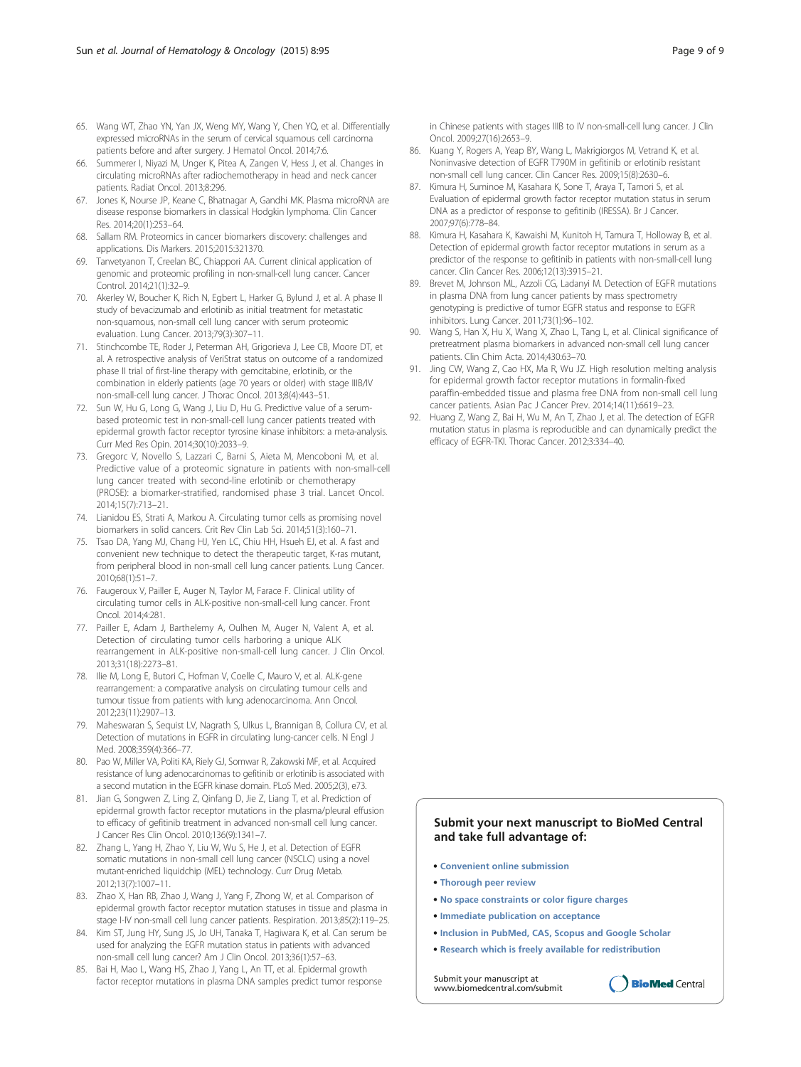65. Wang WT, Zhao YN, Yan JX, Weng MY, Wang Y, Chen YQ, et al. Differentially expressed microRNAs in the serum of cervical squamous cell carcinoma patients before and after surgery. J Hematol Oncol. 2014;7:6.
66. Summerer I, Niyazi M, Unger K, Pitea A, Zangen V, Hess J, et al. Changes in circulating microRNAs after radiochemotherapy in head and neck cancer patients. Radiat Oncol. 2013;8:296.
67. Jones K, Nourse JP, Keane C, Bhatnagar A, Gandhi MK. Plasma microRNA are disease response biomarkers in classical Hodgkin lymphoma. Clin Cancer Res. 2014;20(1):253–64.
68. Sallam RM. Proteomics in cancer biomarkers discovery: challenges and applications. Dis Markers. 2015;2015:321370.
69. Tanvetyanon T, Creelan BC, Chiappori AA. Current clinical application of genomic and proteomic profiling in non-small-cell lung cancer. Cancer Control. 2014;21(1):32–9.
70. Akerley W, Boucher K, Rich N, Egbert L, Harker G, Bylund J, et al. A phase II study of bevacizumab and erlotinib as initial treatment for metastatic non-squamous, non-small cell lung cancer with serum proteomic evaluation. Lung Cancer. 2013;79(3):307–11.
71. Stinchcombe TE, Roder J, Peterman AH, Grigorieva J, Lee CB, Moore DT, et al. A retrospective analysis of VeriStrat status on outcome of a randomized phase II trial of first-line therapy with gemcitabine, erlotinib, or the combination in elderly patients (age 70 years or older) with stage IIIB/IV non-small-cell lung cancer. J Thorac Oncol. 2013;8(4):443–51.
72. Sun W, Hu G, Long G, Wang J, Liu D, Hu G. Predictive value of a serum-based proteomic test in non-small-cell lung cancer patients treated with epidermal growth factor receptor tyrosine kinase inhibitors: a meta-analysis. Curr Med Res Opin. 2014;30(10):2033–9.
73. Gregorc V, Novello S, Lazzari C, Barni S, Aieta M, Mencoboni M, et al. Predictive value of a proteomic signature in patients with non-small-cell lung cancer treated with second-line erlotinib or chemotherapy (PROSE): a biomarker-stratified, randomised phase 3 trial. Lancet Oncol. 2014;15(7):713–21.
74. Lianidou ES, Strati A, Markou A. Circulating tumor cells as promising novel biomarkers in solid cancers. Crit Rev Clin Lab Sci. 2014;51(3):160–71.
75. Tsao DA, Yang MJ, Chang HJ, Yen LC, Chiu HH, Hsueh EJ, et al. A fast and convenient new technique to detect the therapeutic target, K-ras mutant, from peripheral blood in non-small cell lung cancer patients. Lung Cancer. 2010;68(1):51–7.
76. Faugeroux V, Pailler E, Auger N, Taylor M, Farace F. Clinical utility of circulating tumor cells in ALK-positive non-small-cell lung cancer. Front Oncol. 2014;4:281.
77. Pailler E, Adam J, Barthelemy A, Oulhen M, Auger N, Valent A, et al. Detection of circulating tumor cells harboring a unique ALK rearrangement in ALK-positive non-small-cell lung cancer. J Clin Oncol. 2013;31(18):2273–81.
78. Ilie M, Long E, Butori C, Hofman V, Coelle C, Mauro V, et al. ALK-gene rearrangement: a comparative analysis on circulating tumour cells and tumour tissue from patients with lung adenocarcinoma. Ann Oncol. 2012;23(11):2907–13.
79. Maheswaran S, Sequist LV, Nagrath S, Ulkus L, Brannigan B, Collura CV, et al. Detection of mutations in EGFR in circulating lung-cancer cells. N Engl J Med. 2008;359(4):366–77.
80. Pao W, Miller VA, Politi KA, Riely GJ, Somwar R, Zakowski MF, et al. Acquired resistance of lung adenocarcinomas to gefitinib or erlotinib is associated with a second mutation in the EGFR kinase domain. PLoS Med. 2005;2(3), e73.
81. Jian G, Songwen Z, Ling Z, Qinfang D, Jie Z, Liang T, et al. Prediction of epidermal growth factor receptor mutations in the plasma/pleural effusion to efficacy of gefitinib treatment in advanced non-small cell lung cancer. J Cancer Res Clin Oncol. 2010;136(9):1341–7.
82. Zhang L, Yang H, Zhao Y, Liu W, Wu S, He J, et al. Detection of EGFR somatic mutations in non-small cell lung cancer (NSCLC) using a novel mutant-enriched liquidchip (MEL) technology. Curr Drug Metab. 2012;13(7):1007–11.
83. Zhao X, Han RB, Zhao J, Wang J, Yang F, Zhong W, et al. Comparison of epidermal growth factor receptor mutation statuses in tissue and plasma in stage I-IV non-small cell lung cancer patients. Respiration. 2013;85(2):119–25.
84. Kim ST, Jung HY, Sung JS, Jo UH, Tanaka T, Hagiwara K, et al. Can serum be used for analyzing the EGFR mutation status in patients with advanced non-small cell lung cancer? Am J Clin Oncol. 2013;36(1):57–63.
85. Bai H, Mao L, Wang HS, Zhao J, Yang L, An TT, et al. Epidermal growth factor receptor mutations in plasma DNA samples predict tumor response in Chinese patients with stages IIIB to IV non-small-cell lung cancer. J Clin Oncol. 2009;27(16):2653–9.
86. Kuang Y, Rogers A, Yeap BY, Wang L, Makrigiorgos M, Vetrand K, et al. Noninvasive detection of EGFR T790M in gefitinib or erlotinib resistant non-small cell lung cancer. Clin Cancer Res. 2009;15(8):2630–6.
87. Kimura H, Suminoe M, Kasahara K, Sone T, Araya T, Tamori S, et al. Evaluation of epidermal growth factor receptor mutation status in serum DNA as a predictor of response to gefitinib (IRESSA). Br J Cancer. 2007;97(6):778–84.
88. Kimura H, Kasahara K, Kawaishi M, Kunitoh H, Tamura T, Holloway B, et al. Detection of epidermal growth factor receptor mutations in serum as a predictor of the response to gefitinib in patients with non-small-cell lung cancer. Clin Cancer Res. 2006;12(13):3915–21.
89. Brevet M, Johnson ML, Azzoli CG, Ladanyi M. Detection of EGFR mutations in plasma DNA from lung cancer patients by mass spectrometry genotyping is predictive of tumor EGFR status and response to EGFR inhibitors. Lung Cancer. 2011;73(1):96–102.
90. Wang S, Han X, Hu X, Wang X, Zhao L, Tang L, et al. Clinical significance of pretreatment plasma biomarkers in advanced non-small cell lung cancer patients. Clin Chim Acta. 2014;430:63–70.
91. Jing CW, Wang Z, Cao HX, Ma R, Wu JZ. High resolution melting analysis for epidermal growth factor receptor mutations in formalin-fixed paraffin-embedded tissue and plasma free DNA from non-small cell lung cancer patients. Asian Pac J Cancer Prev. 2014;14(11):6619–23.
92. Huang Z, Wang Z, Bai H, Wu M, An T, Zhao J, et al. The detection of EGFR mutation status in plasma is reproducible and can dynamically predict the efficacy of EGFR-TKI. Thorac Cancer. 2012;3:334–40.

**Submit your next manuscript to BioMed Central and take full advantage of:**

- **Convenient online submission**
- **Thorough peer review**
- **No space constraints or color figure charges**
- **Immediate publication on acceptance**
- **Inclusion in PubMed, CAS, Scopus and Google Scholar**
- **Research which is freely available for redistribution**

Submit your manuscript at
www.biomedcentral.com/submit

BioMed Central